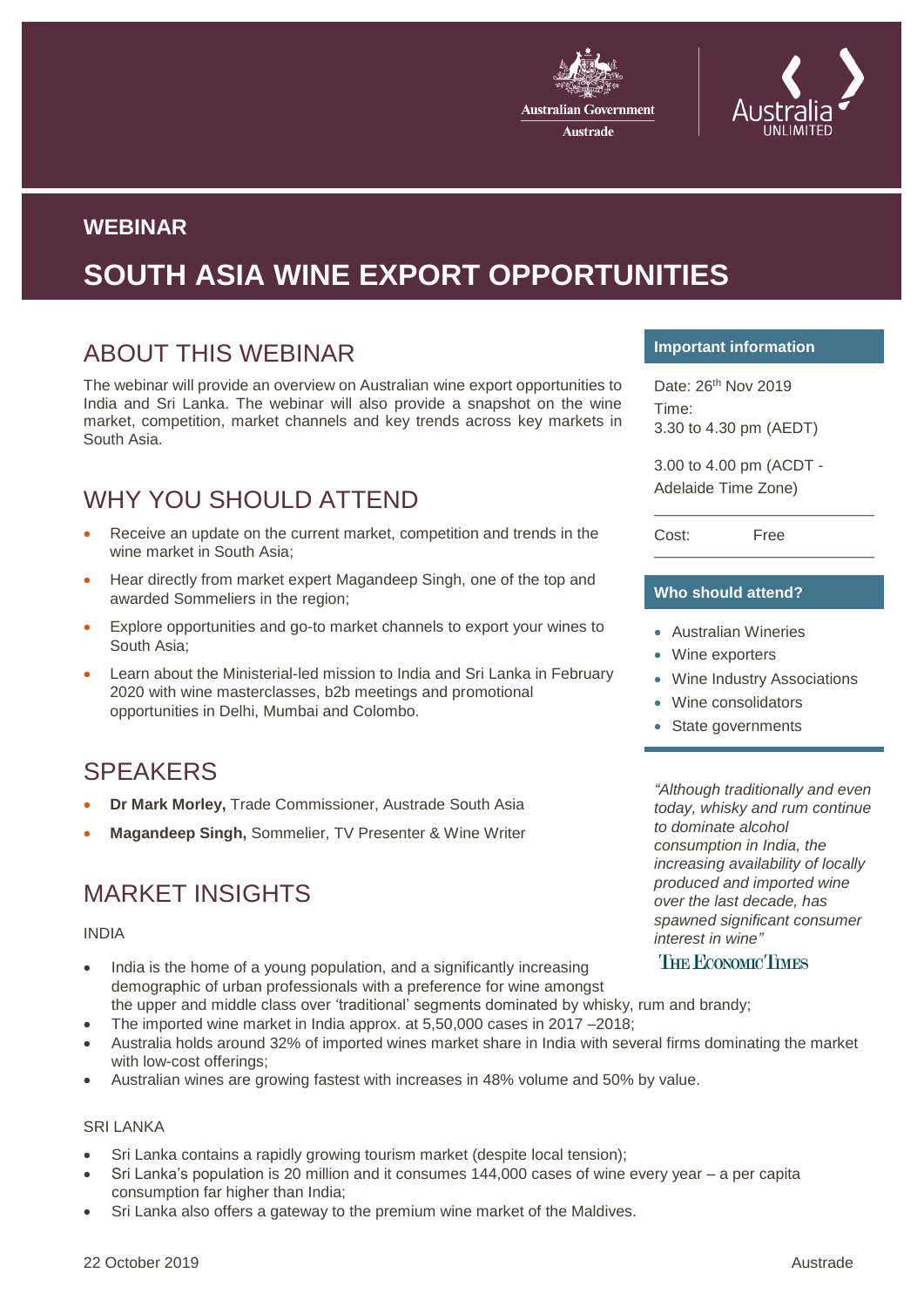Australian Government
Austrade

Australia UNLIMITED

**WEBINAR**

# SOUTH ASIA WINE EXPORT OPPORTUNITIES

## ABOUT THIS WEBINAR

The webinar will provide an overview on Australian wine export opportunities to India and Sri Lanka. The webinar will also provide a snapshot on the wine market, competition, market channels and key trends across key markets in South Asia.

## WHY YOU SHOULD ATTEND

- Receive an update on the current market, competition and trends in the wine market in South Asia;
- Hear directly from market expert Magandeep Singh, one of the top and awarded Sommeliers in the region;
- Explore opportunities and go-to market channels to export your wines to South Asia;
- Learn about the Ministerial-led mission to India and Sri Lanka in February 2020 with wine masterclasses, b2b meetings and promotional opportunities in Delhi, Mumbai and Colombo.

## SPEAKERS

- **Dr Mark Morley,** Trade Commissioner, Austrade South Asia
- **Magandeep Singh,** Sommelier, TV Presenter & Wine Writer

## MARKET INSIGHTS

INDIA

- India is the home of a young population, and a significantly increasing demographic of urban professionals with a preference for wine amongst the upper and middle class over 'traditional' segments dominated by whisky, rum and brandy;
- The imported wine market in India approx. at 5,50,000 cases in 2017 –2018;
- Australia holds around 32% of imported wines market share in India with several firms dominating the market with low-cost offerings;
- Australian wines are growing fastest with increases in 48% volume and 50% by value.

SRI LANKA

- Sri Lanka contains a rapidly growing tourism market (despite local tension);
- Sri Lanka's population is 20 million and it consumes 144,000 cases of wine every year – a per capita consumption far higher than India;
- Sri Lanka also offers a gateway to the premium wine market of the Maldives.

**Important information**

Date: 26th Nov 2019

Time:
3.30 to 4.30 pm (AEDT)

3.00 to 4.00 pm (ACDT - Adelaide Time Zone)

Cost: Free

**Who should attend?**

- Australian Wineries
- Wine exporters
- Wine Industry Associations
- Wine consolidators
- State governments

*"Although traditionally and even today, whisky and rum continue to dominate alcohol consumption in India, the increasing availability of locally produced and imported wine over the last decade, has spawned significant consumer interest in wine"*

THE ECONOMIC TIMES

22 October 2019 Austrade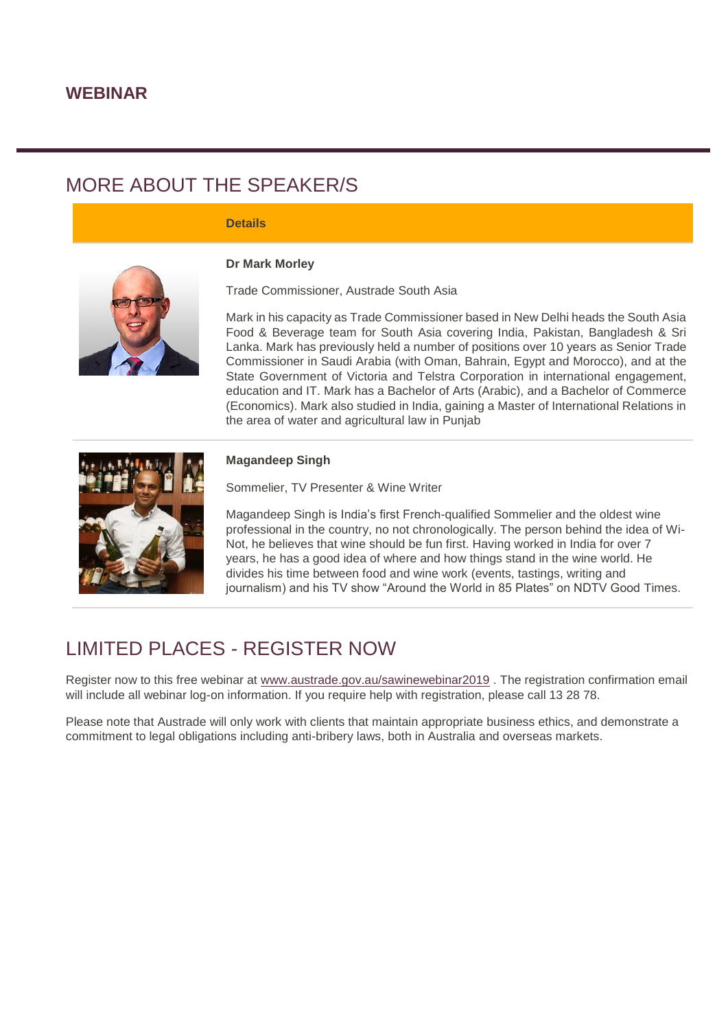**WEBINAR**

## MORE ABOUT THE SPEAKER/S

**Details**

**Dr Mark Morley**

Trade Commissioner, Austrade South Asia

Mark in his capacity as Trade Commissioner based in New Delhi heads the South Asia Food & Beverage team for South Asia covering India, Pakistan, Bangladesh & Sri Lanka. Mark has previously held a number of positions over 10 years as Senior Trade Commissioner in Saudi Arabia (with Oman, Bahrain, Egypt and Morocco), and at the State Government of Victoria and Telstra Corporation in international engagement, education and IT. Mark has a Bachelor of Arts (Arabic), and a Bachelor of Commerce (Economics). Mark also studied in India, gaining a Master of International Relations in the area of water and agricultural law in Punjab

**Magandeep Singh**

Sommelier, TV Presenter & Wine Writer

Magandeep Singh is India's first French-qualified Sommelier and the oldest wine professional in the country, no not chronologically. The person behind the idea of Wi-Not, he believes that wine should be fun first. Having worked in India for over 7 years, he has a good idea of where and how things stand in the wine world. He divides his time between food and wine work (events, tastings, writing and journalism) and his TV show "Around the World in 85 Plates" on NDTV Good Times.

## LIMITED PLACES - REGISTER NOW

Register now to this free webinar at www.austrade.gov.au/sawinewebinar2019 . The registration confirmation email will include all webinar log-on information. If you require help with registration, please call 13 28 78.

Please note that Austrade will only work with clients that maintain appropriate business ethics, and demonstrate a commitment to legal obligations including anti-bribery laws, both in Australia and overseas markets.